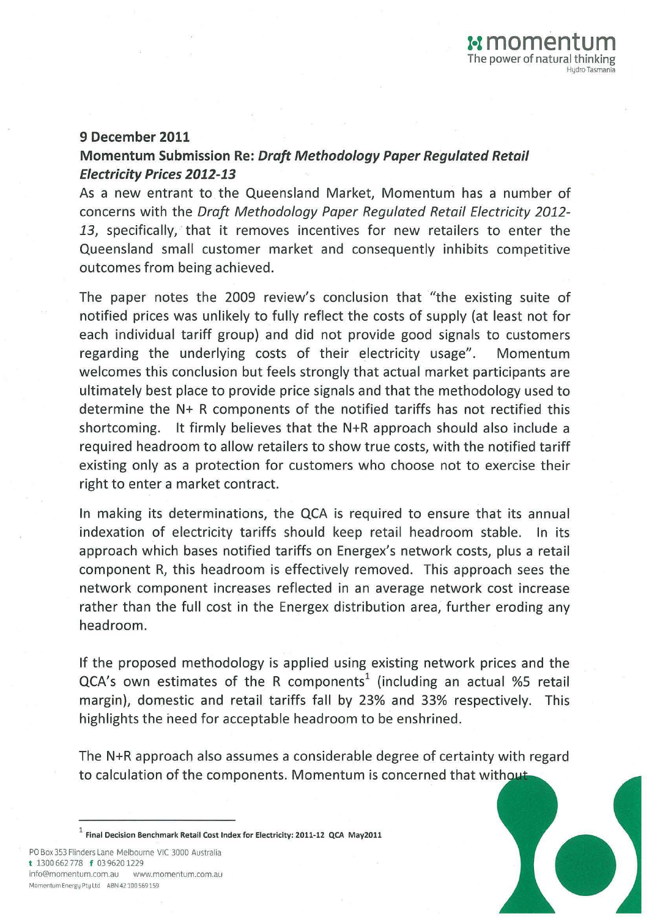**9 December 2011**

**Momentum Submission Re:** ***Draft Methodology Paper Regulated Retail Electricity Prices 2012-13***

As a new entrant to the Queensland Market, Momentum has a number of concerns with the *Draft Methodology Paper Regulated Retail Electricity 2012-13*, specifically, that it removes incentives for new retailers to enter the Queensland small customer market and consequently inhibits competitive outcomes from being achieved.

The paper notes the 2009 review's conclusion that "the existing suite of notified prices was unlikely to fully reflect the costs of supply (at least not for each individual tariff group) and did not provide good signals to customers regarding the underlying costs of their electricity usage". Momentum welcomes this conclusion but feels strongly that actual market participants are ultimately best place to provide price signals and that the methodology used to determine the N+ R components of the notified tariffs has not rectified this shortcoming. It firmly believes that the N+R approach should also include a required headroom to allow retailers to show true costs, with the notified tariff existing only as a protection for customers who choose not to exercise their right to enter a market contract.

In making its determinations, the QCA is required to ensure that its annual indexation of electricity tariffs should keep retail headroom stable. In its approach which bases notified tariffs on Energex's network costs, plus a retail component R, this headroom is effectively removed. This approach sees the network component increases reflected in an average network cost increase rather than the full cost in the Energex distribution area, further eroding any headroom.

If the proposed methodology is applied using existing network prices and the QCA's own estimates of the R components[1] (including an actual %5 retail margin), domestic and retail tariffs fall by 23% and 33% respectively. This highlights the need for acceptable headroom to be enshrined.

The N+R approach also assumes a considerable degree of certainty with regard to calculation of the components. Momentum is concerned that without

[1] **Final Decision Benchmark Retail Cost Index for Electricity: 2011-12 QCA May2011**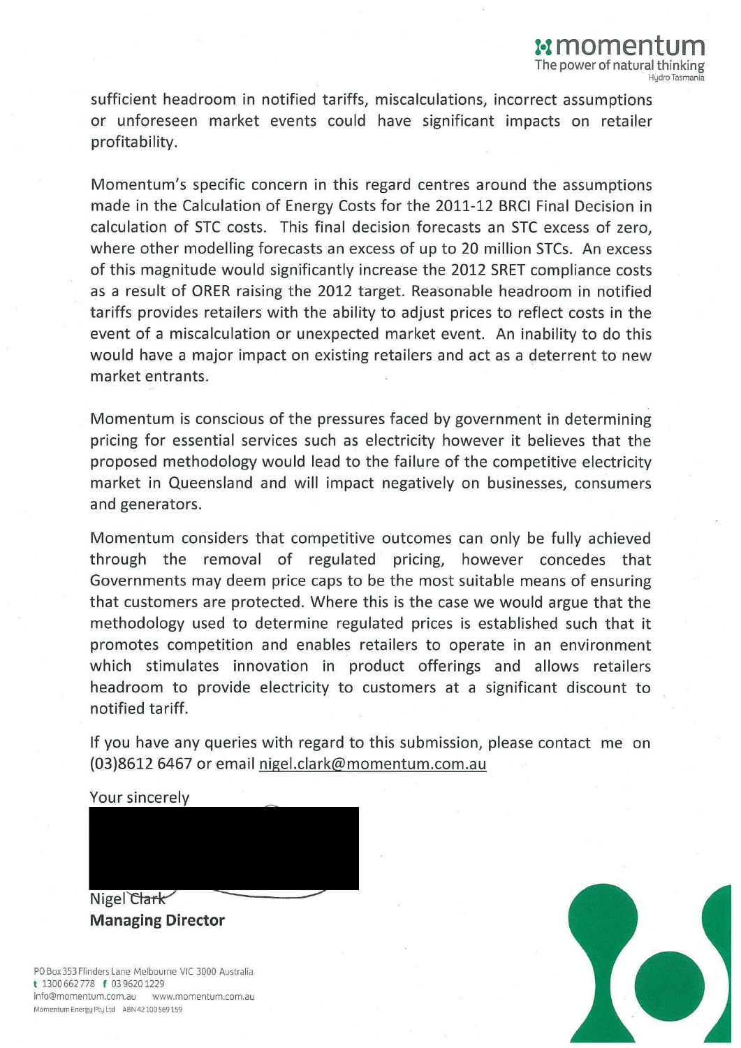sufficient headroom in notified tariffs, miscalculations, incorrect assumptions or unforeseen market events could have significant impacts on retailer profitability.

Momentum's specific concern in this regard centres around the assumptions made in the Calculation of Energy Costs for the 2011-12 BRCI Final Decision in calculation of STC costs. This final decision forecasts an STC excess of zero, where other modelling forecasts an excess of up to 20 million STCs. An excess of this magnitude would significantly increase the 2012 SRET compliance costs as a result of ORER raising the 2012 target. Reasonable headroom in notified tariffs provides retailers with the ability to adjust prices to reflect costs in the event of a miscalculation or unexpected market event. An inability to do this would have a major impact on existing retailers and act as a deterrent to new market entrants.

Momentum is conscious of the pressures faced by government in determining pricing for essential services such as electricity however it believes that the proposed methodology would lead to the failure of the competitive electricity market in Queensland and will impact negatively on businesses, consumers and generators.

Momentum considers that competitive outcomes can only be fully achieved through the removal of regulated pricing, however concedes that Governments may deem price caps to be the most suitable means of ensuring that customers are protected. Where this is the case we would argue that the methodology used to determine regulated prices is established such that it promotes competition and enables retailers to operate in an environment which stimulates innovation in product offerings and allows retailers headroom to provide electricity to customers at a significant discount to notified tariff.

If you have any queries with regard to this submission, please contact me on (03)8612 6467 or email nigel.clark@momentum.com.au

Your sincerely

Nigel Clark
**Managing Director**

PO Box 353 Flinders Lane Melbourne VIC 3000 Australia
t 1300 662 778 f 03 9620 1229
info@momentum.com.au www.momentum.com.au
Momentum Energy Pty Ltd ABN 42 100 569 159